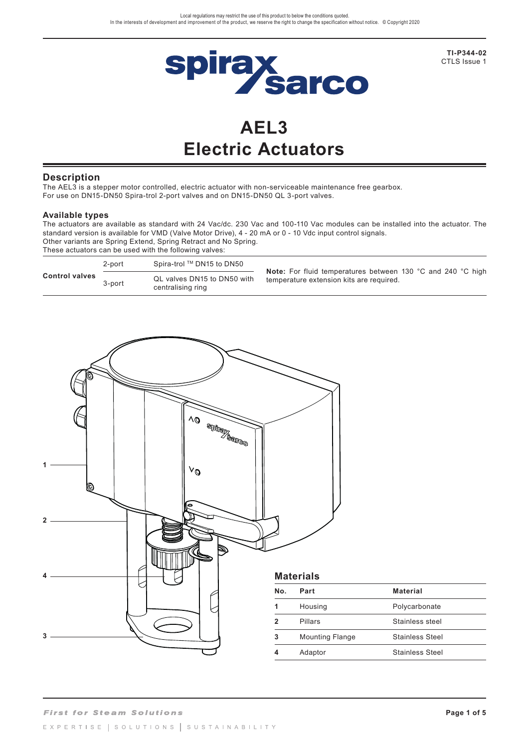Local regulations may restrict the use of this product to below the conditions quoted.
In the interests of development and improvement of the product, we reserve the right to change the specification without notice. © Copyright 2020

**TI-P344-02**
CTLS Issue 1

# AEL3
# Electric Actuators

## Description

The AEL3 is a stepper motor controlled, electric actuator with non-serviceable maintenance free gearbox.
For use on DN15-DN50 Spira-trol 2-port valves and on DN15-DN50 QL 3-port valves.

### Available types

The actuators are available as standard with 24 Vac/dc. 230 Vac and 100-110 Vac modules can be installed into the actuator. The standard version is available for VMD (Valve Motor Drive), 4 - 20 mA or 0 - 10 Vdc input control signals.
Other variants are Spring Extend, Spring Retract and No Spring.
These actuators can be used with the following valves:

| | | |
|---|---|---|
| **Control valves** | 2-port | Spira-trol ™ DN15 to DN50 |
| | 3-port | QL valves DN15 to DN50 with centralising ring |

**Note:** For fluid temperatures between 130 °C and 240 °C high temperature extension kits are required.

## Materials

| No. | Part | Material |
|---|---|---|
| 1 | Housing | Polycarbonate |
| 2 | Pillars | Stainless steel |
| 3 | Mounting Flange | Stainless Steel |
| 4 | Adaptor | Stainless Steel |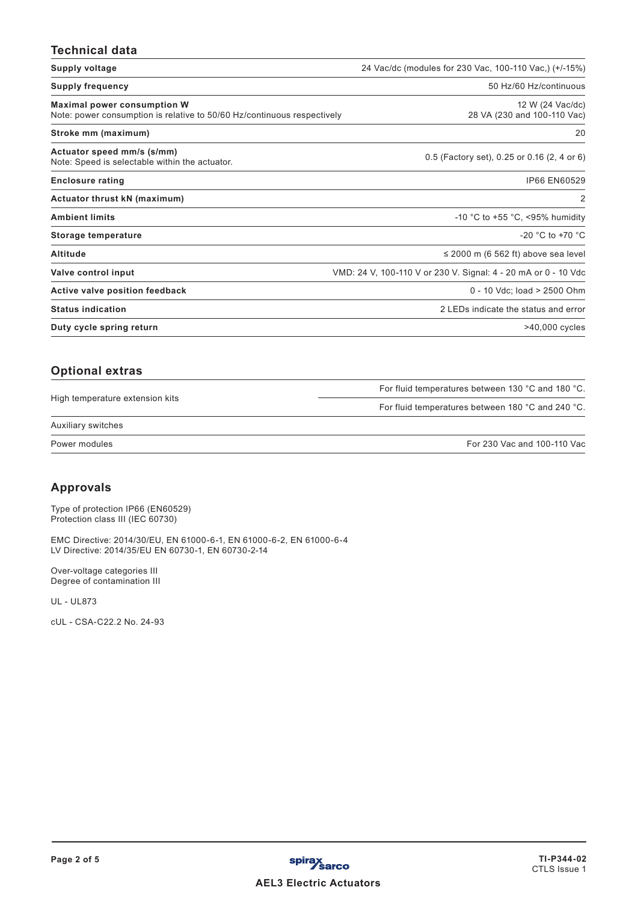## Technical data

| | |
|---|---|
| **Supply voltage** | 24 Vac/dc (modules for 230 Vac, 100-110 Vac,) (+/-15%) |
| **Supply frequency** | 50 Hz/60 Hz/continuous |
| **Maximal power consumption W**<br>Note: power consumption is relative to 50/60 Hz/continuous respectively | 12 W (24 Vac/dc)<br>28 VA (230 and 100-110 Vac) |
| **Stroke mm (maximum)** | 20 |
| **Actuator speed mm/s (s/mm)**<br>Note: Speed is selectable within the actuator. | 0.5 (Factory set), 0.25 or 0.16 (2, 4 or 6) |
| **Enclosure rating** | IP66 EN60529 |
| **Actuator thrust kN (maximum)** | 2 |
| **Ambient limits** | -10 °C to +55 °C, <95% humidity |
| **Storage temperature** | -20 °C to +70 °C |
| **Altitude** | ≤ 2000 m (6 562 ft) above sea level |
| **Valve control input** | VMD: 24 V, 100-110 V or 230 V. Signal: 4 - 20 mA or 0 - 10 Vdc |
| **Active valve position feedback** | 0 - 10 Vdc; load > 2500 Ohm |
| **Status indication** | 2 LEDs indicate the status and error |
| **Duty cycle spring return** | >40,000 cycles |

## Optional extras

| | |
|---|---|
| High temperature extension kits | For fluid temperatures between 130 °C and 180 °C. |
| | For fluid temperatures between 180 °C and 240 °C. |
| Auxiliary switches | |
| Power modules | For 230 Vac and 100-110 Vac |

## Approvals

Type of protection IP66 (EN60529)
Protection class III (IEC 60730)

EMC Directive: 2014/30/EU, EN 61000-6-1, EN 61000-6-2, EN 61000-6-4
LV Directive: 2014/35/EU EN 60730-1, EN 60730-2-14

Over-voltage categories III
Degree of contamination III

UL - UL873

cUL - CSA-C22.2 No. 24-93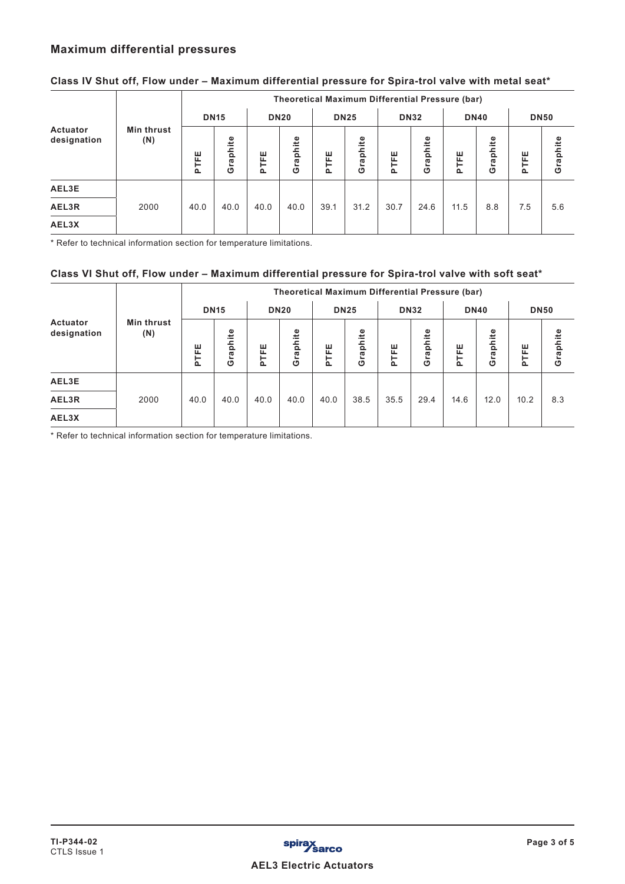## Maximum differential pressures

### Class IV Shut off, Flow under – Maximum differential pressure for Spira-trol valve with metal seat*

| Actuator designation | Min thrust (N) | Theoretical Maximum Differential Pressure (bar) | | | | | | | | | | | |
|---|---|---|---|---|---|---|---|---|---|---|---|---|---|
| | | DN15 | | DN20 | | DN25 | | DN32 | | DN40 | | DN50 | |
| | | PTFE | Graphite | PTFE | Graphite | PTFE | Graphite | PTFE | Graphite | PTFE | Graphite | PTFE | Graphite |
| AEL3E | 2000 | 40.0 | 40.0 | 40.0 | 40.0 | 39.1 | 31.2 | 30.7 | 24.6 | 11.5 | 8.8 | 7.5 | 5.6 |
| AEL3R | | | | | | | | | | | | | |
| AEL3X | | | | | | | | | | | | | |

\* Refer to technical information section for temperature limitations.

### Class VI Shut off, Flow under – Maximum differential pressure for Spira-trol valve with soft seat*

| Actuator designation | Min thrust (N) | Theoretical Maximum Differential Pressure (bar) | | | | | | | | | | | |
|---|---|---|---|---|---|---|---|---|---|---|---|---|---|
| | | DN15 | | DN20 | | DN25 | | DN32 | | DN40 | | DN50 | |
| | | PTFE | Graphite | PTFE | Graphite | PTFE | Graphite | PTFE | Graphite | PTFE | Graphite | PTFE | Graphite |
| AEL3E | 2000 | 40.0 | 40.0 | 40.0 | 40.0 | 40.0 | 38.5 | 35.5 | 29.4 | 14.6 | 12.0 | 10.2 | 8.3 |
| AEL3R | | | | | | | | | | | | | |
| AEL3X | | | | | | | | | | | | | |

\* Refer to technical information section for temperature limitations.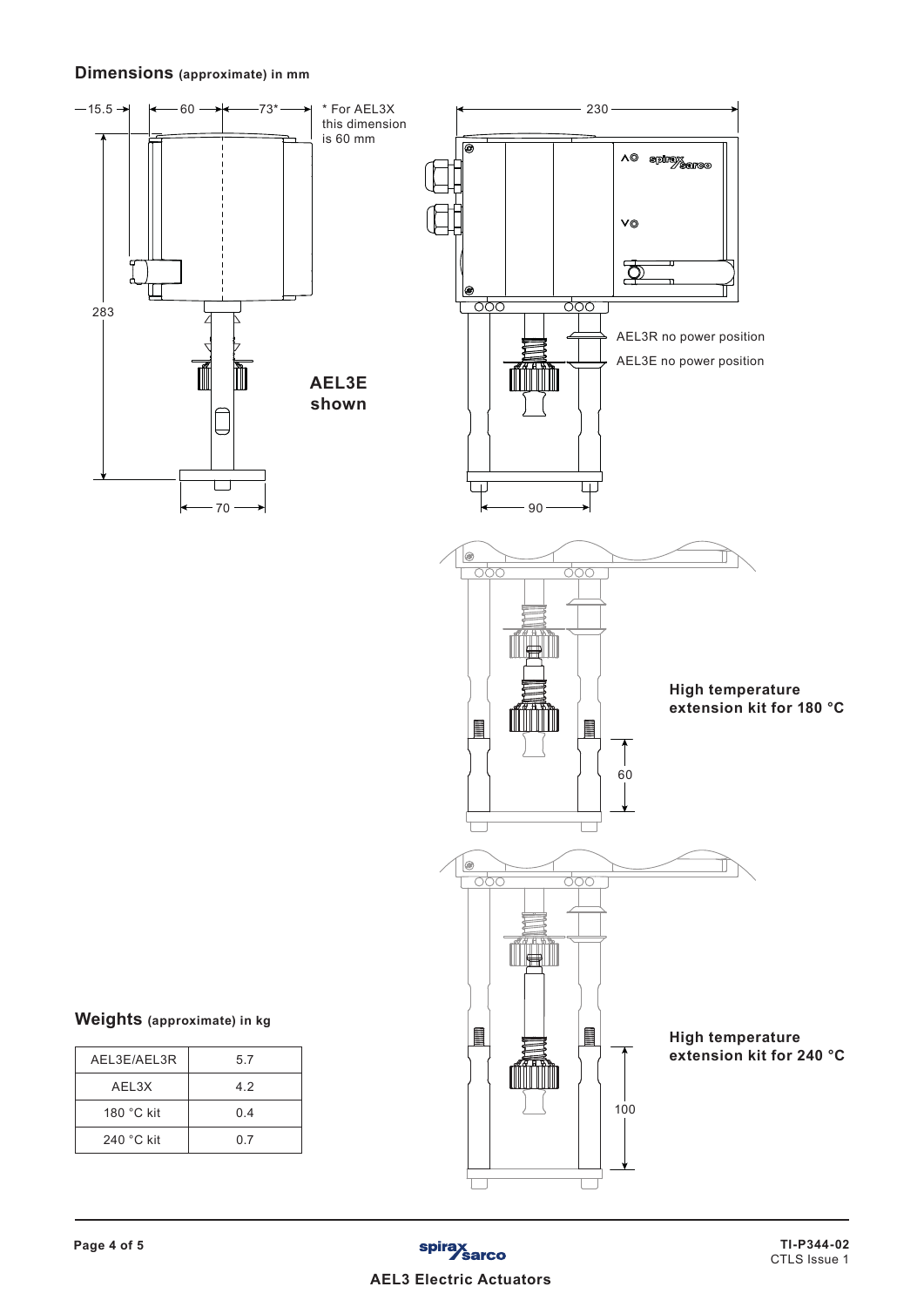## Dimensions (approximate) in mm

15.5 60 73* * For AEL3X this dimension is 60 mm

230

283

AEL3R no power position

AEL3E no power position

**AEL3E shown**

70 90

**High temperature extension kit for 180 °C**

60

**High temperature extension kit for 240 °C**

100

## Weights (approximate) in kg

| AEL3E/AEL3R | 5.7 |
|---|---|
| AEL3X | 4.2 |
| 180 °C kit | 0.4 |
| 240 °C kit | 0.7 |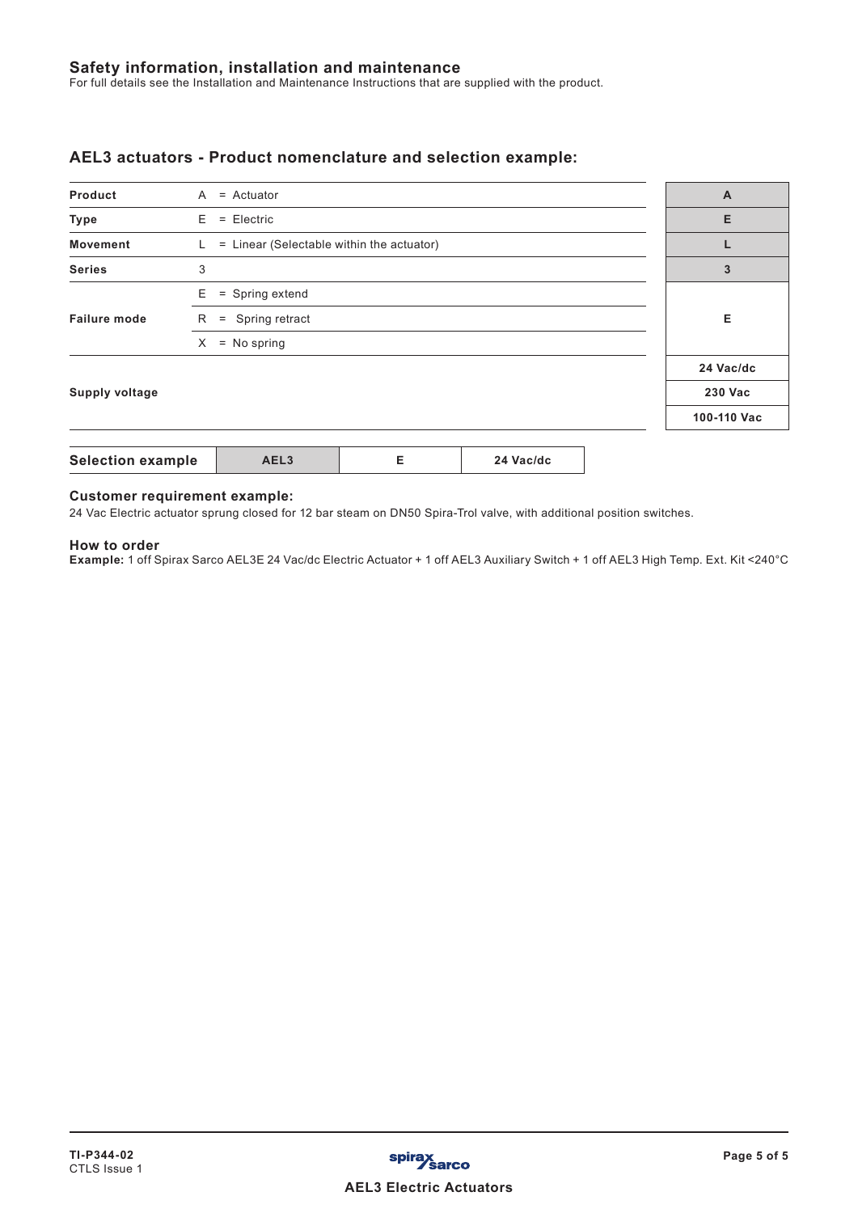## Safety information, installation and maintenance

For full details see the Installation and Maintenance Instructions that are supplied with the product.

## AEL3 actuators - Product nomenclature and selection example:

| | | |
|---|---|---|
| **Product** | A = Actuator | **A** |
| **Type** | E = Electric | **E** |
| **Movement** | L = Linear (Selectable within the actuator) | **L** |
| **Series** | 3 | **3** |
| **Failure mode** | E = Spring extend<br>R = Spring retract<br>X = No spring | **E** |
| **Supply voltage** | | **24 Vac/dc**<br>**230 Vac**<br>**100-110 Vac** |

| | | | |
|---|---|---|---|
| **Selection example** | **AEL3** | **E** | **24 Vac/dc** |

### Customer requirement example:

24 Vac Electric actuator sprung closed for 12 bar steam on DN50 Spira-Trol valve, with additional position switches.

### How to order

**Example:** 1 off Spirax Sarco AEL3E 24 Vac/dc Electric Actuator + 1 off AEL3 Auxiliary Switch + 1 off AEL3 High Temp. Ext. Kit <240°C

TI-P344-02
CTLS Issue 1

AEL3 Electric Actuators